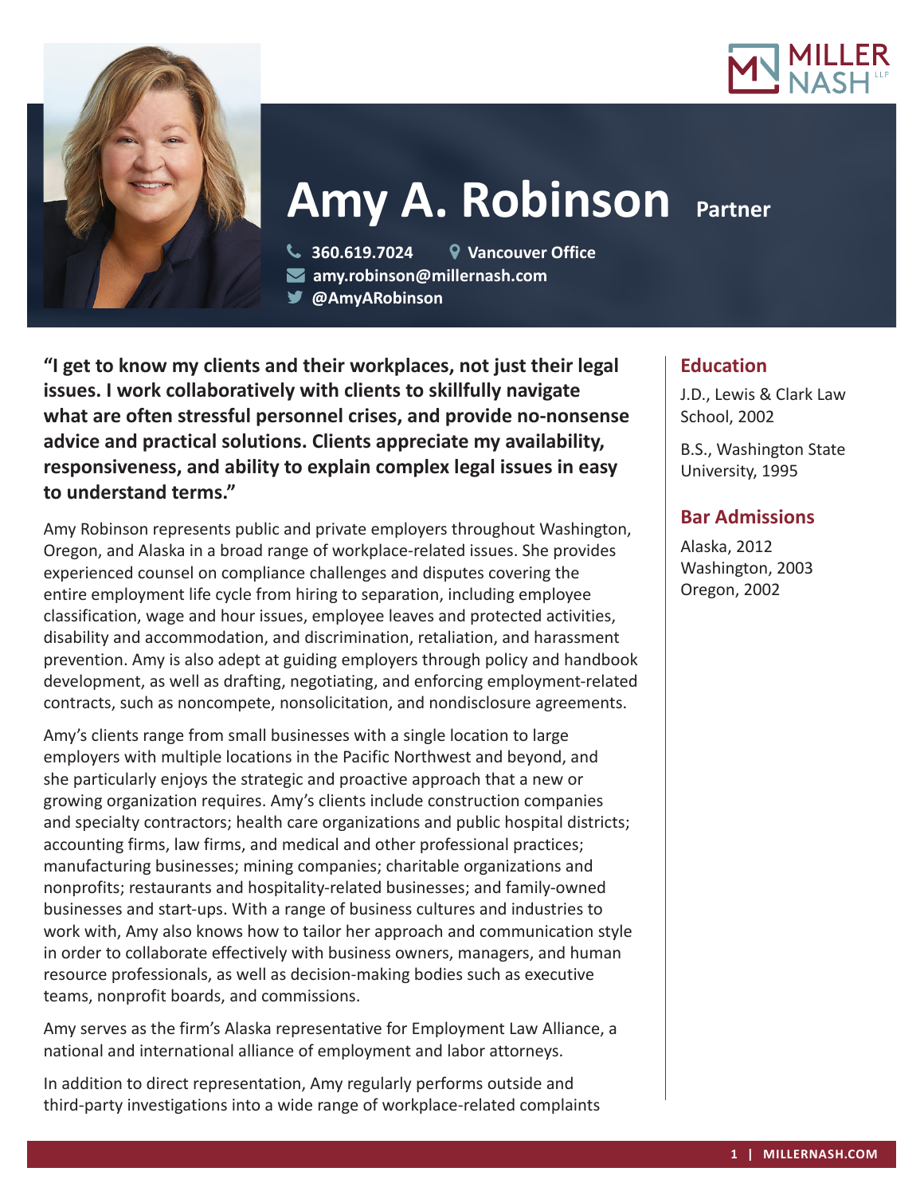# Amy A. Robinson

**Partner**

360.619.7024 | Vancouver Office
amy.robinson@millernash.com
@AmyARobinson

**"I get to know my clients and their workplaces, not just their legal issues. I work collaboratively with clients to skillfully navigate what are often stressful personnel crises, and provide no-nonsense advice and practical solutions. Clients appreciate my availability, responsiveness, and ability to explain complex legal issues in easy to understand terms."**

Amy Robinson represents public and private employers throughout Washington, Oregon, and Alaska in a broad range of workplace-related issues. She provides experienced counsel on compliance challenges and disputes covering the entire employment life cycle from hiring to separation, including employee classification, wage and hour issues, employee leaves and protected activities, disability and accommodation, and discrimination, retaliation, and harassment prevention. Amy is also adept at guiding employers through policy and handbook development, as well as drafting, negotiating, and enforcing employment-related contracts, such as noncompete, nonsolicitation, and nondisclosure agreements.

Amy's clients range from small businesses with a single location to large employers with multiple locations in the Pacific Northwest and beyond, and she particularly enjoys the strategic and proactive approach that a new or growing organization requires. Amy's clients include construction companies and specialty contractors; health care organizations and public hospital districts; accounting firms, law firms, and medical and other professional practices; manufacturing businesses; mining companies; charitable organizations and nonprofits; restaurants and hospitality-related businesses; and family-owned businesses and start-ups. With a range of business cultures and industries to work with, Amy also knows how to tailor her approach and communication style in order to collaborate effectively with business owners, managers, and human resource professionals, as well as decision-making bodies such as executive teams, nonprofit boards, and commissions.

Amy serves as the firm's Alaska representative for Employment Law Alliance, a national and international alliance of employment and labor attorneys.

In addition to direct representation, Amy regularly performs outside and third-party investigations into a wide range of workplace-related complaints

## Education

J.D., Lewis & Clark Law School, 2002

B.S., Washington State University, 1995

## Bar Admissions

Alaska, 2012
Washington, 2003
Oregon, 2002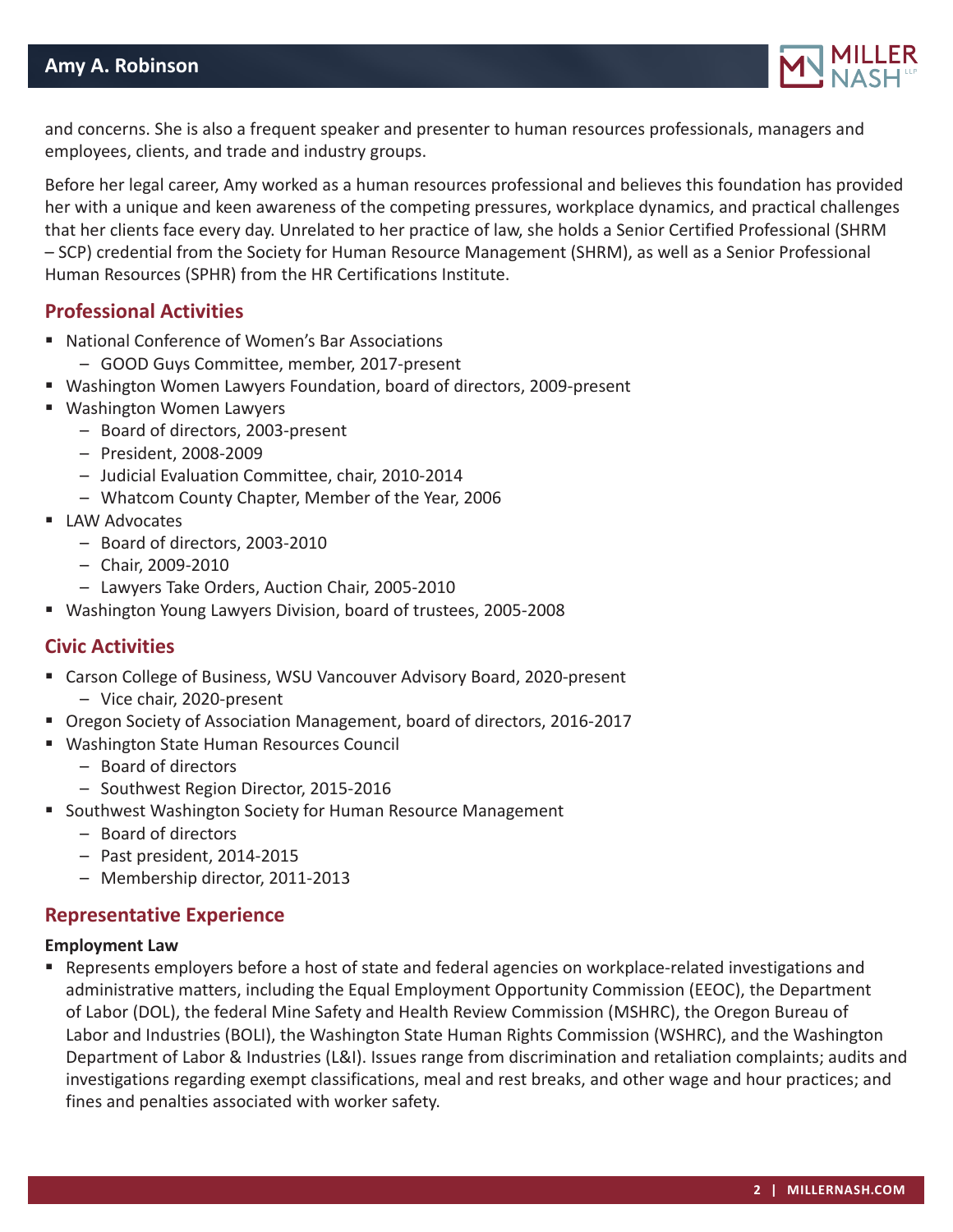and concerns. She is also a frequent speaker and presenter to human resources professionals, managers and employees, clients, and trade and industry groups.

Before her legal career, Amy worked as a human resources professional and believes this foundation has provided her with a unique and keen awareness of the competing pressures, workplace dynamics, and practical challenges that her clients face every day. Unrelated to her practice of law, she holds a Senior Certified Professional (SHRM – SCP) credential from the Society for Human Resource Management (SHRM), as well as a Senior Professional Human Resources (SPHR) from the HR Certifications Institute.

## Professional Activities

- National Conference of Women's Bar Associations
  - GOOD Guys Committee, member, 2017-present
- Washington Women Lawyers Foundation, board of directors, 2009-present
- Washington Women Lawyers
  - Board of directors, 2003-present
  - President, 2008-2009
  - Judicial Evaluation Committee, chair, 2010-2014
  - Whatcom County Chapter, Member of the Year, 2006
- LAW Advocates
  - Board of directors, 2003-2010
  - Chair, 2009-2010
  - Lawyers Take Orders, Auction Chair, 2005-2010
- Washington Young Lawyers Division, board of trustees, 2005-2008

## Civic Activities

- Carson College of Business, WSU Vancouver Advisory Board, 2020-present
  - Vice chair, 2020-present
- Oregon Society of Association Management, board of directors, 2016-2017
- Washington State Human Resources Council
  - Board of directors
  - Southwest Region Director, 2015-2016
- Southwest Washington Society for Human Resource Management
  - Board of directors
  - Past president, 2014-2015
  - Membership director, 2011-2013

## Representative Experience

**Employment Law**

- Represents employers before a host of state and federal agencies on workplace-related investigations and administrative matters, including the Equal Employment Opportunity Commission (EEOC), the Department of Labor (DOL), the federal Mine Safety and Health Review Commission (MSHRC), the Oregon Bureau of Labor and Industries (BOLI), the Washington State Human Rights Commission (WSHRC), and the Washington Department of Labor & Industries (L&I). Issues range from discrimination and retaliation complaints; audits and investigations regarding exempt classifications, meal and rest breaks, and other wage and hour practices; and fines and penalties associated with worker safety.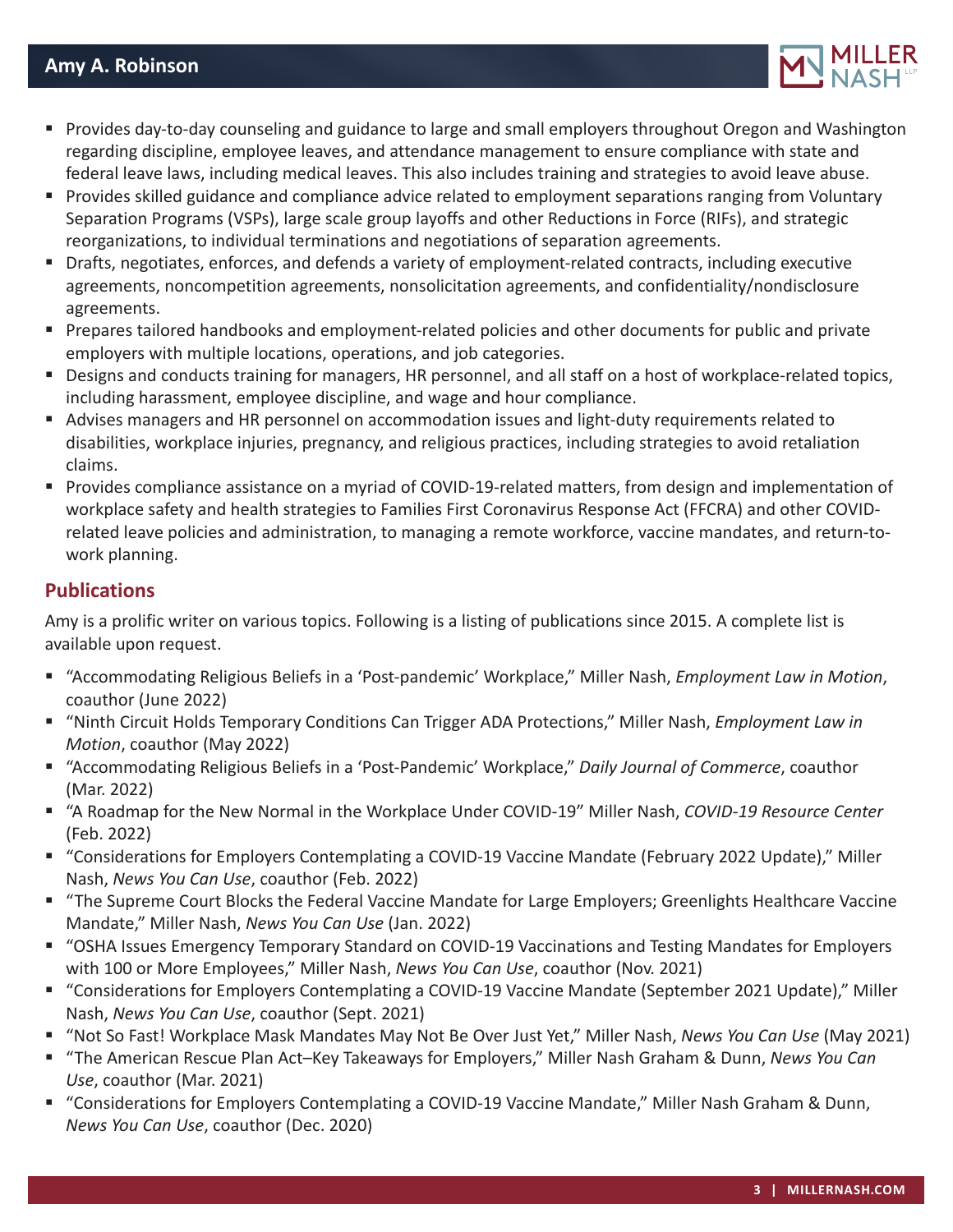- Provides day-to-day counseling and guidance to large and small employers throughout Oregon and Washington regarding discipline, employee leaves, and attendance management to ensure compliance with state and federal leave laws, including medical leaves. This also includes training and strategies to avoid leave abuse.
- Provides skilled guidance and compliance advice related to employment separations ranging from Voluntary Separation Programs (VSPs), large scale group layoffs and other Reductions in Force (RIFs), and strategic reorganizations, to individual terminations and negotiations of separation agreements.
- Drafts, negotiates, enforces, and defends a variety of employment-related contracts, including executive agreements, noncompetition agreements, nonsolicitation agreements, and confidentiality/nondisclosure agreements.
- Prepares tailored handbooks and employment-related policies and other documents for public and private employers with multiple locations, operations, and job categories.
- Designs and conducts training for managers, HR personnel, and all staff on a host of workplace-related topics, including harassment, employee discipline, and wage and hour compliance.
- Advises managers and HR personnel on accommodation issues and light-duty requirements related to disabilities, workplace injuries, pregnancy, and religious practices, including strategies to avoid retaliation claims.
- Provides compliance assistance on a myriad of COVID-19-related matters, from design and implementation of workplace safety and health strategies to Families First Coronavirus Response Act (FFCRA) and other COVID-related leave policies and administration, to managing a remote workforce, vaccine mandates, and return-to-work planning.

## Publications

Amy is a prolific writer on various topics. Following is a listing of publications since 2015. A complete list is available upon request.

- "Accommodating Religious Beliefs in a 'Post-pandemic' Workplace," Miller Nash, *Employment Law in Motion*, coauthor (June 2022)
- "Ninth Circuit Holds Temporary Conditions Can Trigger ADA Protections," Miller Nash, *Employment Law in Motion*, coauthor (May 2022)
- "Accommodating Religious Beliefs in a 'Post-Pandemic' Workplace," *Daily Journal of Commerce*, coauthor (Mar. 2022)
- "A Roadmap for the New Normal in the Workplace Under COVID-19" Miller Nash, *COVID-19 Resource Center* (Feb. 2022)
- "Considerations for Employers Contemplating a COVID-19 Vaccine Mandate (February 2022 Update)," Miller Nash, *News You Can Use*, coauthor (Feb. 2022)
- "The Supreme Court Blocks the Federal Vaccine Mandate for Large Employers; Greenlights Healthcare Vaccine Mandate," Miller Nash, *News You Can Use* (Jan. 2022)
- "OSHA Issues Emergency Temporary Standard on COVID-19 Vaccinations and Testing Mandates for Employers with 100 or More Employees," Miller Nash, *News You Can Use*, coauthor (Nov. 2021)
- "Considerations for Employers Contemplating a COVID-19 Vaccine Mandate (September 2021 Update)," Miller Nash, *News You Can Use*, coauthor (Sept. 2021)
- "Not So Fast! Workplace Mask Mandates May Not Be Over Just Yet," Miller Nash, *News You Can Use* (May 2021)
- "The American Rescue Plan Act–Key Takeaways for Employers," Miller Nash Graham & Dunn, *News You Can Use*, coauthor (Mar. 2021)
- "Considerations for Employers Contemplating a COVID-19 Vaccine Mandate," Miller Nash Graham & Dunn, *News You Can Use*, coauthor (Dec. 2020)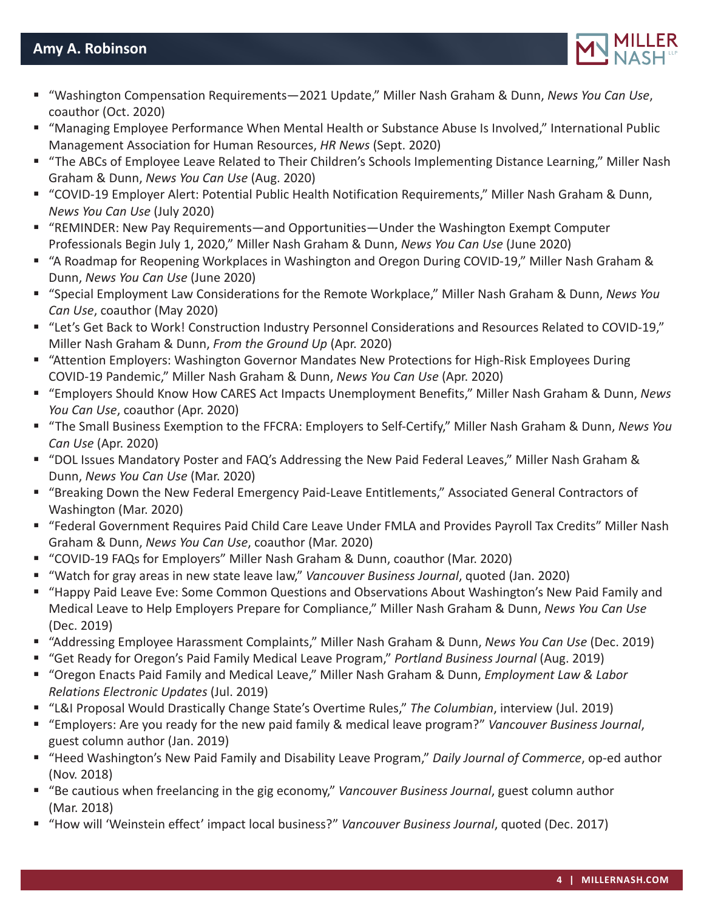- "Washington Compensation Requirements—2021 Update," Miller Nash Graham & Dunn, *News You Can Use*, coauthor (Oct. 2020)
- "Managing Employee Performance When Mental Health or Substance Abuse Is Involved," International Public Management Association for Human Resources, *HR News* (Sept. 2020)
- "The ABCs of Employee Leave Related to Their Children's Schools Implementing Distance Learning," Miller Nash Graham & Dunn, *News You Can Use* (Aug. 2020)
- "COVID-19 Employer Alert: Potential Public Health Notification Requirements," Miller Nash Graham & Dunn, *News You Can Use* (July 2020)
- "REMINDER: New Pay Requirements—and Opportunities—Under the Washington Exempt Computer Professionals Begin July 1, 2020," Miller Nash Graham & Dunn, *News You Can Use* (June 2020)
- "A Roadmap for Reopening Workplaces in Washington and Oregon During COVID-19," Miller Nash Graham & Dunn, *News You Can Use* (June 2020)
- "Special Employment Law Considerations for the Remote Workplace," Miller Nash Graham & Dunn, *News You Can Use*, coauthor (May 2020)
- "Let's Get Back to Work! Construction Industry Personnel Considerations and Resources Related to COVID-19," Miller Nash Graham & Dunn, *From the Ground Up* (Apr. 2020)
- "Attention Employers: Washington Governor Mandates New Protections for High-Risk Employees During COVID-19 Pandemic," Miller Nash Graham & Dunn, *News You Can Use* (Apr. 2020)
- "Employers Should Know How CARES Act Impacts Unemployment Benefits," Miller Nash Graham & Dunn, *News You Can Use*, coauthor (Apr. 2020)
- "The Small Business Exemption to the FFCRA: Employers to Self-Certify," Miller Nash Graham & Dunn, *News You Can Use* (Apr. 2020)
- "DOL Issues Mandatory Poster and FAQ's Addressing the New Paid Federal Leaves," Miller Nash Graham & Dunn, *News You Can Use* (Mar. 2020)
- "Breaking Down the New Federal Emergency Paid-Leave Entitlements," Associated General Contractors of Washington (Mar. 2020)
- "Federal Government Requires Paid Child Care Leave Under FMLA and Provides Payroll Tax Credits" Miller Nash Graham & Dunn, *News You Can Use*, coauthor (Mar. 2020)
- "COVID-19 FAQs for Employers" Miller Nash Graham & Dunn, coauthor (Mar. 2020)
- "Watch for gray areas in new state leave law," *Vancouver Business Journal*, quoted (Jan. 2020)
- "Happy Paid Leave Eve: Some Common Questions and Observations About Washington's New Paid Family and Medical Leave to Help Employers Prepare for Compliance," Miller Nash Graham & Dunn, *News You Can Use* (Dec. 2019)
- "Addressing Employee Harassment Complaints," Miller Nash Graham & Dunn, *News You Can Use* (Dec. 2019)
- "Get Ready for Oregon's Paid Family Medical Leave Program," *Portland Business Journal* (Aug. 2019)
- "Oregon Enacts Paid Family and Medical Leave," Miller Nash Graham & Dunn, *Employment Law & Labor Relations Electronic Updates* (Jul. 2019)
- "L&I Proposal Would Drastically Change State's Overtime Rules," *The Columbian*, interview (Jul. 2019)
- "Employers: Are you ready for the new paid family & medical leave program?" *Vancouver Business Journal*, guest column author (Jan. 2019)
- "Heed Washington's New Paid Family and Disability Leave Program," *Daily Journal of Commerce*, op-ed author (Nov. 2018)
- "Be cautious when freelancing in the gig economy," *Vancouver Business Journal*, guest column author (Mar. 2018)
- "How will 'Weinstein effect' impact local business?" *Vancouver Business Journal*, quoted (Dec. 2017)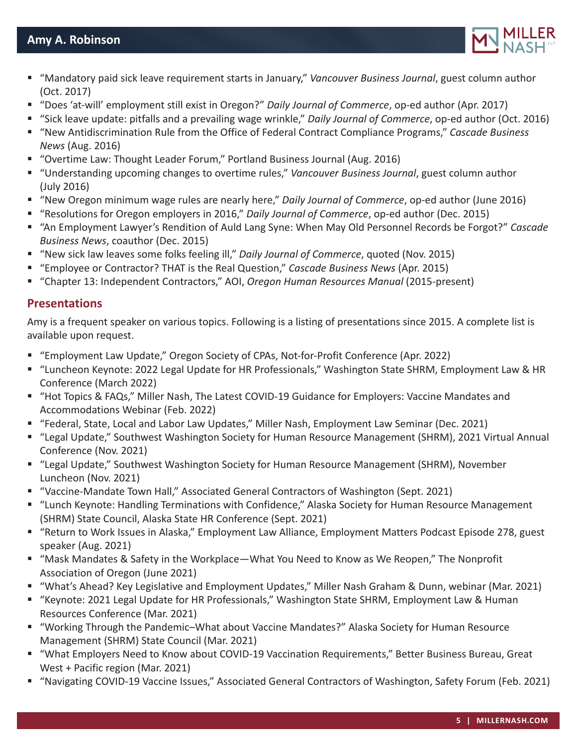- "Mandatory paid sick leave requirement starts in January," *Vancouver Business Journal*, guest column author (Oct. 2017)
- "Does 'at-will' employment still exist in Oregon?" *Daily Journal of Commerce*, op-ed author (Apr. 2017)
- "Sick leave update: pitfalls and a prevailing wage wrinkle," *Daily Journal of Commerce*, op-ed author (Oct. 2016)
- "New Antidiscrimination Rule from the Office of Federal Contract Compliance Programs," *Cascade Business News* (Aug. 2016)
- "Overtime Law: Thought Leader Forum," Portland Business Journal (Aug. 2016)
- "Understanding upcoming changes to overtime rules," *Vancouver Business Journal*, guest column author (July 2016)
- "New Oregon minimum wage rules are nearly here," *Daily Journal of Commerce*, op-ed author (June 2016)
- "Resolutions for Oregon employers in 2016," *Daily Journal of Commerce*, op-ed author (Dec. 2015)
- "An Employment Lawyer's Rendition of Auld Lang Syne: When May Old Personnel Records be Forgot?" *Cascade Business News*, coauthor (Dec. 2015)
- "New sick law leaves some folks feeling ill," *Daily Journal of Commerce*, quoted (Nov. 2015)
- "Employee or Contractor? THAT is the Real Question," *Cascade Business News* (Apr. 2015)
- "Chapter 13: Independent Contractors," AOI, *Oregon Human Resources Manual* (2015-present)

## Presentations

Amy is a frequent speaker on various topics. Following is a listing of presentations since 2015. A complete list is available upon request.

- "Employment Law Update," Oregon Society of CPAs, Not-for-Profit Conference (Apr. 2022)
- "Luncheon Keynote: 2022 Legal Update for HR Professionals," Washington State SHRM, Employment Law & HR Conference (March 2022)
- "Hot Topics & FAQs," Miller Nash, The Latest COVID-19 Guidance for Employers: Vaccine Mandates and Accommodations Webinar (Feb. 2022)
- "Federal, State, Local and Labor Law Updates," Miller Nash, Employment Law Seminar (Dec. 2021)
- "Legal Update," Southwest Washington Society for Human Resource Management (SHRM), 2021 Virtual Annual Conference (Nov. 2021)
- "Legal Update," Southwest Washington Society for Human Resource Management (SHRM), November Luncheon (Nov. 2021)
- "Vaccine-Mandate Town Hall," Associated General Contractors of Washington (Sept. 2021)
- "Lunch Keynote: Handling Terminations with Confidence," Alaska Society for Human Resource Management (SHRM) State Council, Alaska State HR Conference (Sept. 2021)
- "Return to Work Issues in Alaska," Employment Law Alliance, Employment Matters Podcast Episode 278, guest speaker (Aug. 2021)
- "Mask Mandates & Safety in the Workplace—What You Need to Know as We Reopen," The Nonprofit Association of Oregon (June 2021)
- "What's Ahead? Key Legislative and Employment Updates," Miller Nash Graham & Dunn, webinar (Mar. 2021)
- "Keynote: 2021 Legal Update for HR Professionals," Washington State SHRM, Employment Law & Human Resources Conference (Mar. 2021)
- "Working Through the Pandemic–What about Vaccine Mandates?" Alaska Society for Human Resource Management (SHRM) State Council (Mar. 2021)
- "What Employers Need to Know about COVID-19 Vaccination Requirements," Better Business Bureau, Great West + Pacific region (Mar. 2021)
- "Navigating COVID-19 Vaccine Issues," Associated General Contractors of Washington, Safety Forum (Feb. 2021)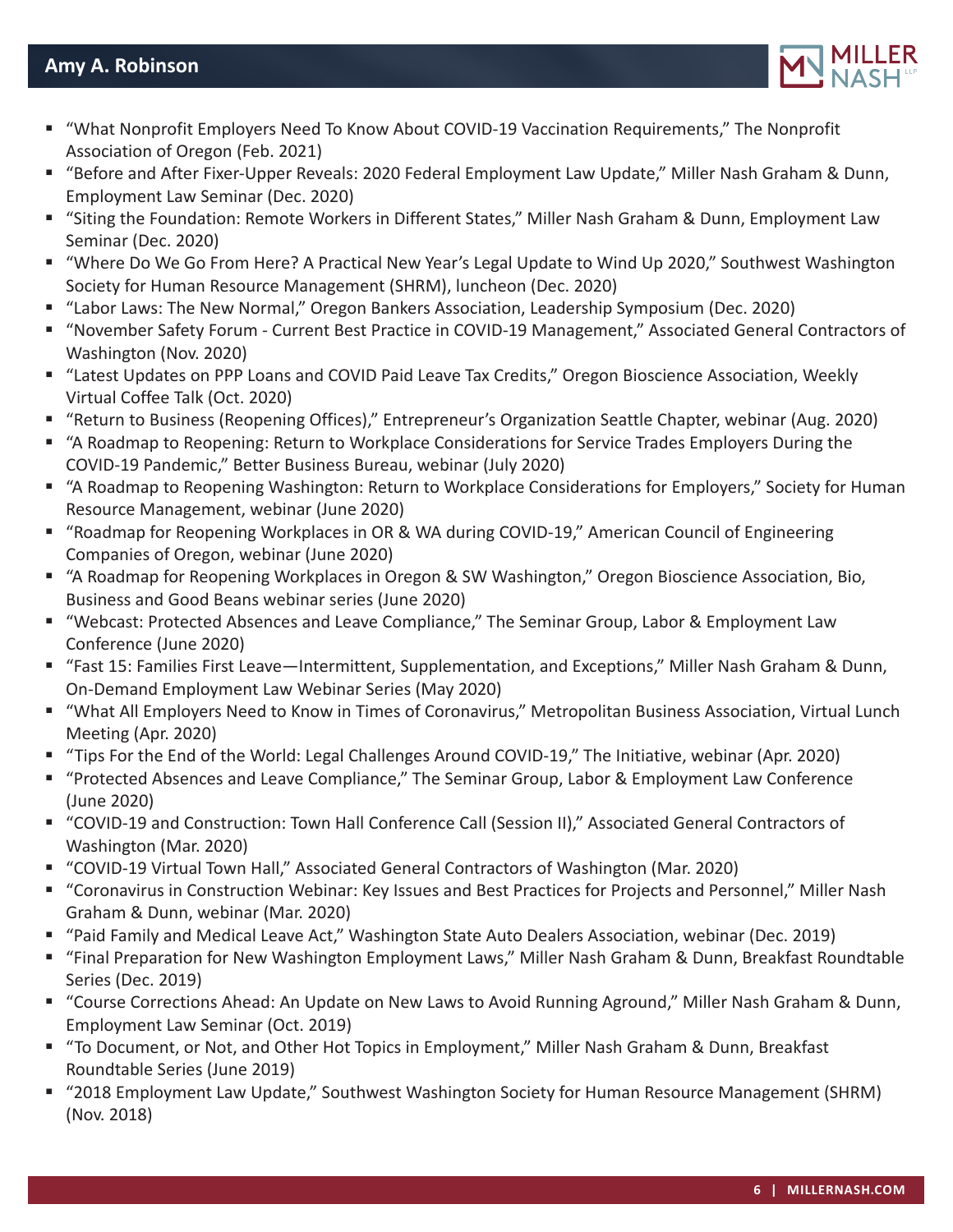- "What Nonprofit Employers Need To Know About COVID-19 Vaccination Requirements," The Nonprofit Association of Oregon (Feb. 2021)
- "Before and After Fixer-Upper Reveals: 2020 Federal Employment Law Update," Miller Nash Graham & Dunn, Employment Law Seminar (Dec. 2020)
- "Siting the Foundation: Remote Workers in Different States," Miller Nash Graham & Dunn, Employment Law Seminar (Dec. 2020)
- "Where Do We Go From Here? A Practical New Year's Legal Update to Wind Up 2020," Southwest Washington Society for Human Resource Management (SHRM), luncheon (Dec. 2020)
- "Labor Laws: The New Normal," Oregon Bankers Association, Leadership Symposium (Dec. 2020)
- "November Safety Forum - Current Best Practice in COVID-19 Management," Associated General Contractors of Washington (Nov. 2020)
- "Latest Updates on PPP Loans and COVID Paid Leave Tax Credits," Oregon Bioscience Association, Weekly Virtual Coffee Talk (Oct. 2020)
- "Return to Business (Reopening Offices)," Entrepreneur's Organization Seattle Chapter, webinar (Aug. 2020)
- "A Roadmap to Reopening: Return to Workplace Considerations for Service Trades Employers During the COVID-19 Pandemic," Better Business Bureau, webinar (July 2020)
- "A Roadmap to Reopening Washington: Return to Workplace Considerations for Employers," Society for Human Resource Management, webinar (June 2020)
- "Roadmap for Reopening Workplaces in OR & WA during COVID-19," American Council of Engineering Companies of Oregon, webinar (June 2020)
- "A Roadmap for Reopening Workplaces in Oregon & SW Washington," Oregon Bioscience Association, Bio, Business and Good Beans webinar series (June 2020)
- "Webcast: Protected Absences and Leave Compliance," The Seminar Group, Labor & Employment Law Conference (June 2020)
- "Fast 15: Families First Leave—Intermittent, Supplementation, and Exceptions," Miller Nash Graham & Dunn, On-Demand Employment Law Webinar Series (May 2020)
- "What All Employers Need to Know in Times of Coronavirus," Metropolitan Business Association, Virtual Lunch Meeting (Apr. 2020)
- "Tips For the End of the World: Legal Challenges Around COVID-19," The Initiative, webinar (Apr. 2020)
- "Protected Absences and Leave Compliance," The Seminar Group, Labor & Employment Law Conference (June 2020)
- "COVID-19 and Construction: Town Hall Conference Call (Session II)," Associated General Contractors of Washington (Mar. 2020)
- "COVID-19 Virtual Town Hall," Associated General Contractors of Washington (Mar. 2020)
- "Coronavirus in Construction Webinar: Key Issues and Best Practices for Projects and Personnel," Miller Nash Graham & Dunn, webinar (Mar. 2020)
- "Paid Family and Medical Leave Act," Washington State Auto Dealers Association, webinar (Dec. 2019)
- "Final Preparation for New Washington Employment Laws," Miller Nash Graham & Dunn, Breakfast Roundtable Series (Dec. 2019)
- "Course Corrections Ahead: An Update on New Laws to Avoid Running Aground," Miller Nash Graham & Dunn, Employment Law Seminar (Oct. 2019)
- "To Document, or Not, and Other Hot Topics in Employment," Miller Nash Graham & Dunn, Breakfast Roundtable Series (June 2019)
- "2018 Employment Law Update," Southwest Washington Society for Human Resource Management (SHRM) (Nov. 2018)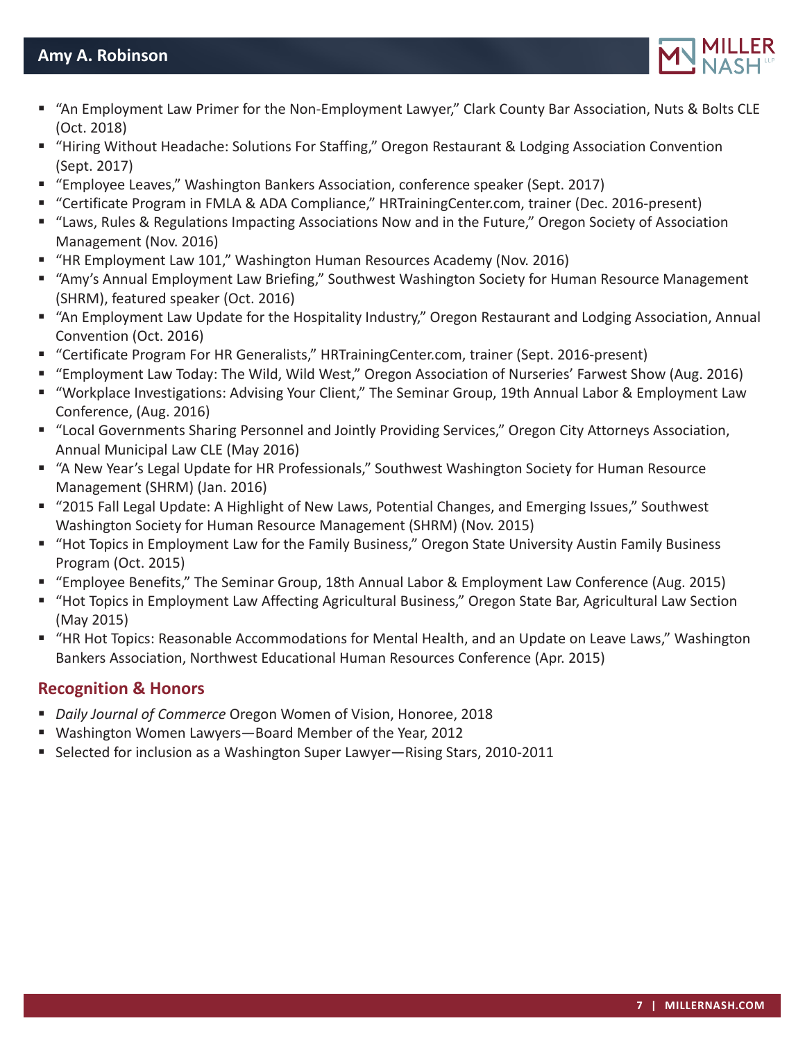- "An Employment Law Primer for the Non-Employment Lawyer," Clark County Bar Association, Nuts & Bolts CLE (Oct. 2018)
- "Hiring Without Headache: Solutions For Staffing," Oregon Restaurant & Lodging Association Convention (Sept. 2017)
- "Employee Leaves," Washington Bankers Association, conference speaker (Sept. 2017)
- "Certificate Program in FMLA & ADA Compliance," HRTrainingCenter.com, trainer (Dec. 2016-present)
- "Laws, Rules & Regulations Impacting Associations Now and in the Future," Oregon Society of Association Management (Nov. 2016)
- "HR Employment Law 101," Washington Human Resources Academy (Nov. 2016)
- "Amy's Annual Employment Law Briefing," Southwest Washington Society for Human Resource Management (SHRM), featured speaker (Oct. 2016)
- "An Employment Law Update for the Hospitality Industry," Oregon Restaurant and Lodging Association, Annual Convention (Oct. 2016)
- "Certificate Program For HR Generalists," HRTrainingCenter.com, trainer (Sept. 2016-present)
- "Employment Law Today: The Wild, Wild West," Oregon Association of Nurseries' Farwest Show (Aug. 2016)
- "Workplace Investigations: Advising Your Client," The Seminar Group, 19th Annual Labor & Employment Law Conference, (Aug. 2016)
- "Local Governments Sharing Personnel and Jointly Providing Services," Oregon City Attorneys Association, Annual Municipal Law CLE (May 2016)
- "A New Year's Legal Update for HR Professionals," Southwest Washington Society for Human Resource Management (SHRM) (Jan. 2016)
- "2015 Fall Legal Update: A Highlight of New Laws, Potential Changes, and Emerging Issues," Southwest Washington Society for Human Resource Management (SHRM) (Nov. 2015)
- "Hot Topics in Employment Law for the Family Business," Oregon State University Austin Family Business Program (Oct. 2015)
- "Employee Benefits," The Seminar Group, 18th Annual Labor & Employment Law Conference (Aug. 2015)
- "Hot Topics in Employment Law Affecting Agricultural Business," Oregon State Bar, Agricultural Law Section (May 2015)
- "HR Hot Topics: Reasonable Accommodations for Mental Health, and an Update on Leave Laws," Washington Bankers Association, Northwest Educational Human Resources Conference (Apr. 2015)

## Recognition & Honors

- *Daily Journal of Commerce* Oregon Women of Vision, Honoree, 2018
- Washington Women Lawyers—Board Member of the Year, 2012
- Selected for inclusion as a Washington Super Lawyer—Rising Stars, 2010-2011